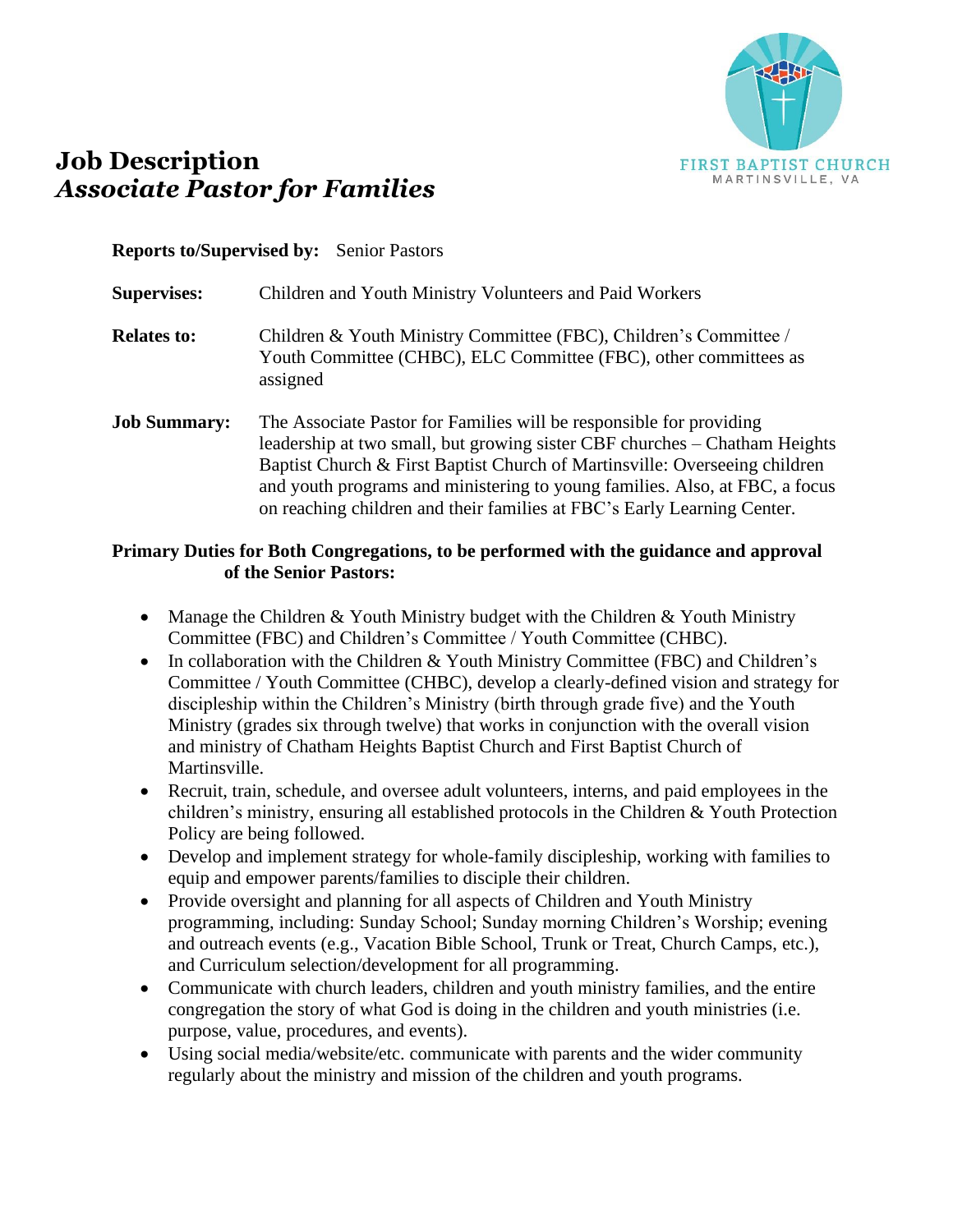# Job Description
## *Associate Pastor for Families*

FIRST BAPTIST CHURCH
MARTINSVILLE, VA

**Reports to/Supervised by:** Senior Pastors

**Supervises:** Children and Youth Ministry Volunteers and Paid Workers

**Relates to:** Children & Youth Ministry Committee (FBC), Children's Committee / Youth Committee (CHBC), ELC Committee (FBC), other committees as assigned

**Job Summary:** The Associate Pastor for Families will be responsible for providing leadership at two small, but growing sister CBF churches – Chatham Heights Baptist Church & First Baptist Church of Martinsville: Overseeing children and youth programs and ministering to young families. Also, at FBC, a focus on reaching children and their families at FBC's Early Learning Center.

**Primary Duties for Both Congregations, to be performed with the guidance and approval of the Senior Pastors:**

- Manage the Children & Youth Ministry budget with the Children & Youth Ministry Committee (FBC) and Children's Committee / Youth Committee (CHBC).
- In collaboration with the Children & Youth Ministry Committee (FBC) and Children's Committee / Youth Committee (CHBC), develop a clearly-defined vision and strategy for discipleship within the Children's Ministry (birth through grade five) and the Youth Ministry (grades six through twelve) that works in conjunction with the overall vision and ministry of Chatham Heights Baptist Church and First Baptist Church of Martinsville.
- Recruit, train, schedule, and oversee adult volunteers, interns, and paid employees in the children's ministry, ensuring all established protocols in the Children & Youth Protection Policy are being followed.
- Develop and implement strategy for whole-family discipleship, working with families to equip and empower parents/families to disciple their children.
- Provide oversight and planning for all aspects of Children and Youth Ministry programming, including: Sunday School; Sunday morning Children's Worship; evening and outreach events (e.g., Vacation Bible School, Trunk or Treat, Church Camps, etc.), and Curriculum selection/development for all programming.
- Communicate with church leaders, children and youth ministry families, and the entire congregation the story of what God is doing in the children and youth ministries (i.e. purpose, value, procedures, and events).
- Using social media/website/etc. communicate with parents and the wider community regularly about the ministry and mission of the children and youth programs.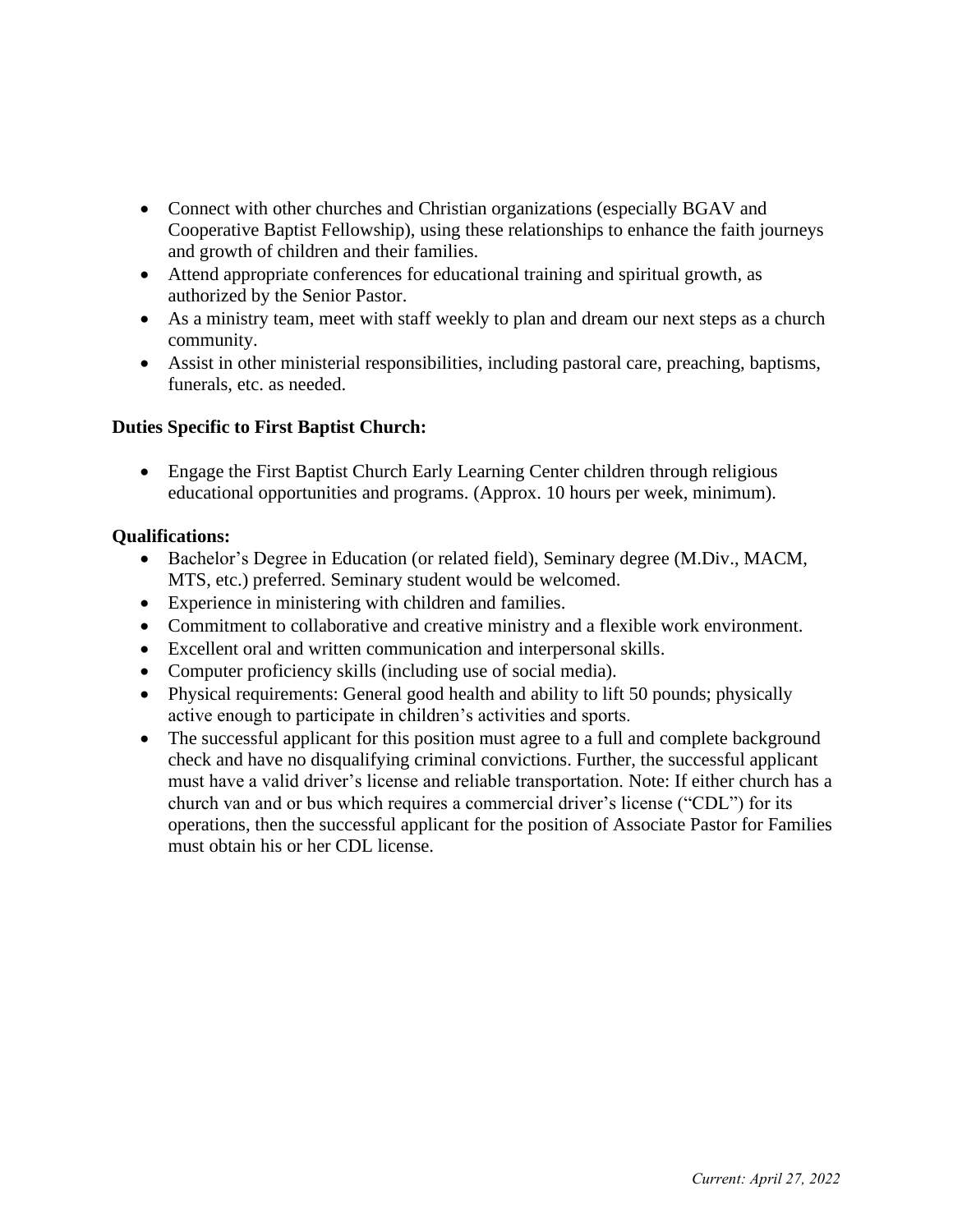- Connect with other churches and Christian organizations (especially BGAV and Cooperative Baptist Fellowship), using these relationships to enhance the faith journeys and growth of children and their families.
- Attend appropriate conferences for educational training and spiritual growth, as authorized by the Senior Pastor.
- As a ministry team, meet with staff weekly to plan and dream our next steps as a church community.
- Assist in other ministerial responsibilities, including pastoral care, preaching, baptisms, funerals, etc. as needed.

**Duties Specific to First Baptist Church:**

- Engage the First Baptist Church Early Learning Center children through religious educational opportunities and programs. (Approx. 10 hours per week, minimum).

**Qualifications:**

- Bachelor's Degree in Education (or related field), Seminary degree (M.Div., MACM, MTS, etc.) preferred. Seminary student would be welcomed.
- Experience in ministering with children and families.
- Commitment to collaborative and creative ministry and a flexible work environment.
- Excellent oral and written communication and interpersonal skills.
- Computer proficiency skills (including use of social media).
- Physical requirements: General good health and ability to lift 50 pounds; physically active enough to participate in children's activities and sports.
- The successful applicant for this position must agree to a full and complete background check and have no disqualifying criminal convictions. Further, the successful applicant must have a valid driver's license and reliable transportation. Note: If either church has a church van and or bus which requires a commercial driver's license ("CDL") for its operations, then the successful applicant for the position of Associate Pastor for Families must obtain his or her CDL license.

*Current: April 27, 2022*